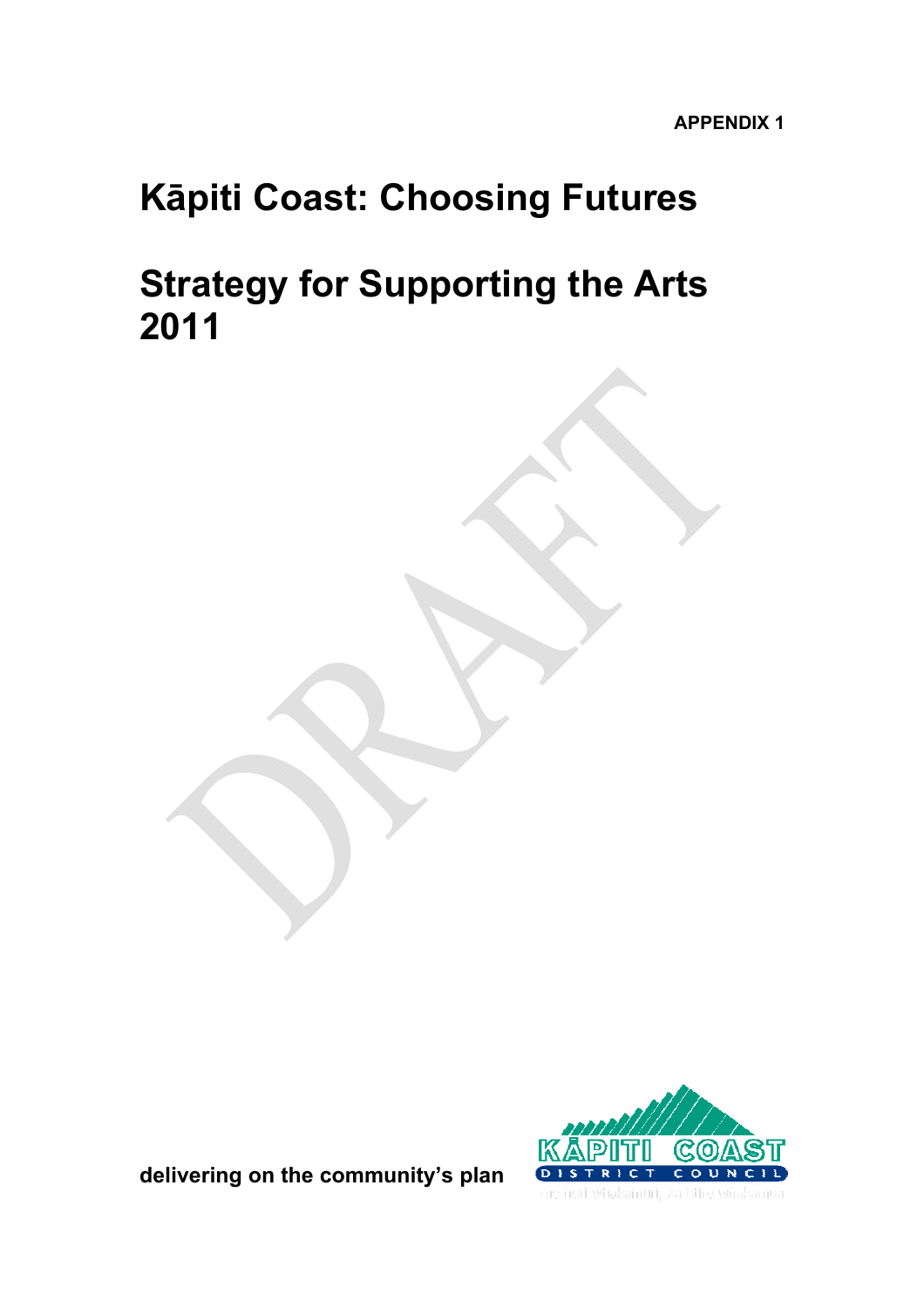**APPENDIX 1**

# Kāpiti Coast: Choosing Futures

# Strategy for Supporting the Arts 2011

DRAFT

**delivering on the community's plan**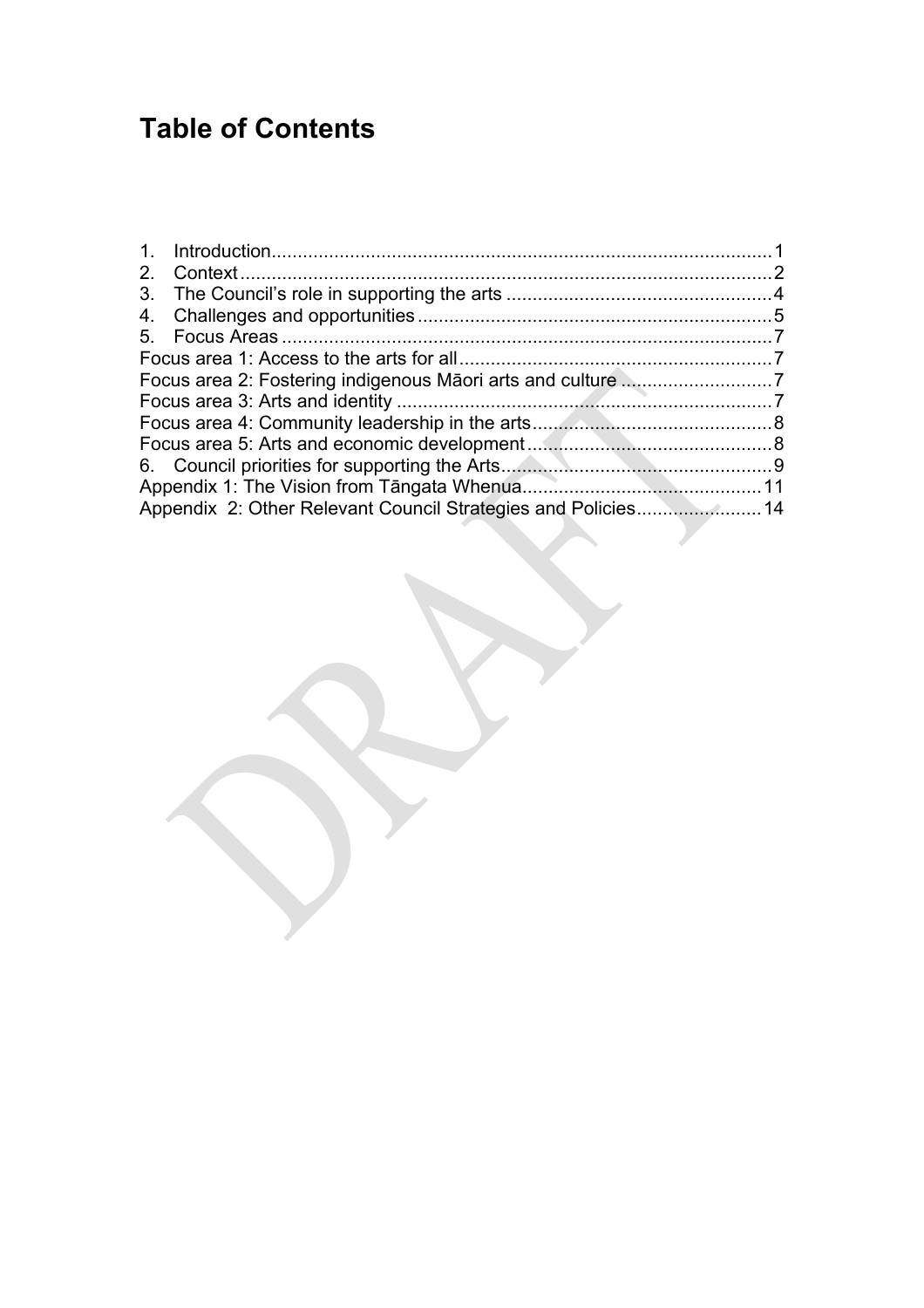# Table of Contents

1. Introduction ........................................................................................ 1
2. Context ................................................................................................ 2
3. The Council's role in supporting the arts ............................................... 4
4. Challenges and opportunities ................................................................ 5
5. Focus Areas ......................................................................................... 7

Focus area 1: Access to the arts for all ...................................................... 7
Focus area 2: Fostering indigenous Māori arts and culture ........................... 7
Focus area 3: Arts and identity .................................................................. 7
Focus area 4: Community leadership in the arts .......................................... 8
Focus area 5: Arts and economic development ............................................ 8

6. Council priorities for supporting the Arts ................................................. 9

Appendix 1: The Vision from Tāngata Whenua ........................................... 11
Appendix 2: Other Relevant Council Strategies and Policies ......................... 14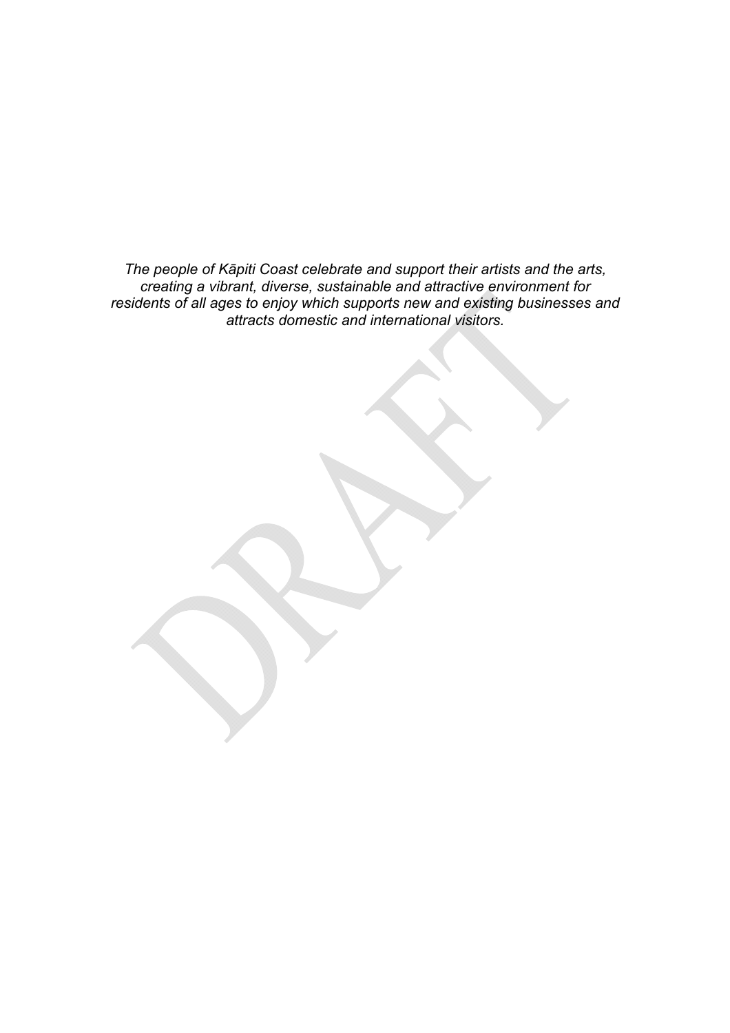*The people of Kāpiti Coast celebrate and support their artists and the arts, creating a vibrant, diverse, sustainable and attractive environment for residents of all ages to enjoy which supports new and existing businesses and attracts domestic and international visitors.*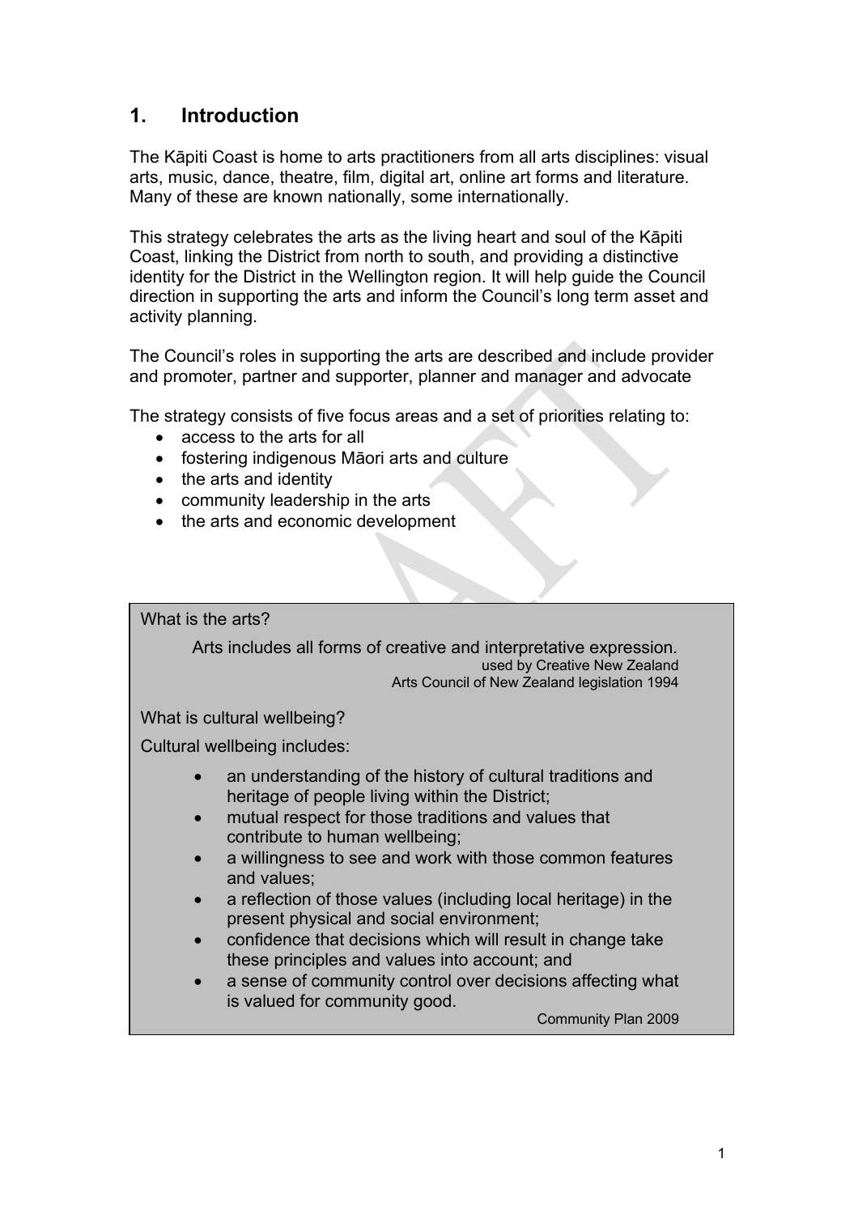## 1. Introduction

The Kāpiti Coast is home to arts practitioners from all arts disciplines: visual arts, music, dance, theatre, film, digital art, online art forms and literature. Many of these are known nationally, some internationally.

This strategy celebrates the arts as the living heart and soul of the Kāpiti Coast, linking the District from north to south, and providing a distinctive identity for the District in the Wellington region. It will help guide the Council direction in supporting the arts and inform the Council's long term asset and activity planning.

The Council's roles in supporting the arts are described and include provider and promoter, partner and supporter, planner and manager and advocate

The strategy consists of five focus areas and a set of priorities relating to:

- access to the arts for all
- fostering indigenous Māori arts and culture
- the arts and identity
- community leadership in the arts
- the arts and economic development

What is the arts?

> Arts includes all forms of creative and interpretative expression.
>
> used by Creative New Zealand
> Arts Council of New Zealand legislation 1994

What is cultural wellbeing?

Cultural wellbeing includes:

- an understanding of the history of cultural traditions and heritage of people living within the District;
- mutual respect for those traditions and values that contribute to human wellbeing;
- a willingness to see and work with those common features and values;
- a reflection of those values (including local heritage) in the present physical and social environment;
- confidence that decisions which will result in change take these principles and values into account; and
- a sense of community control over decisions affecting what is valued for community good.

Community Plan 2009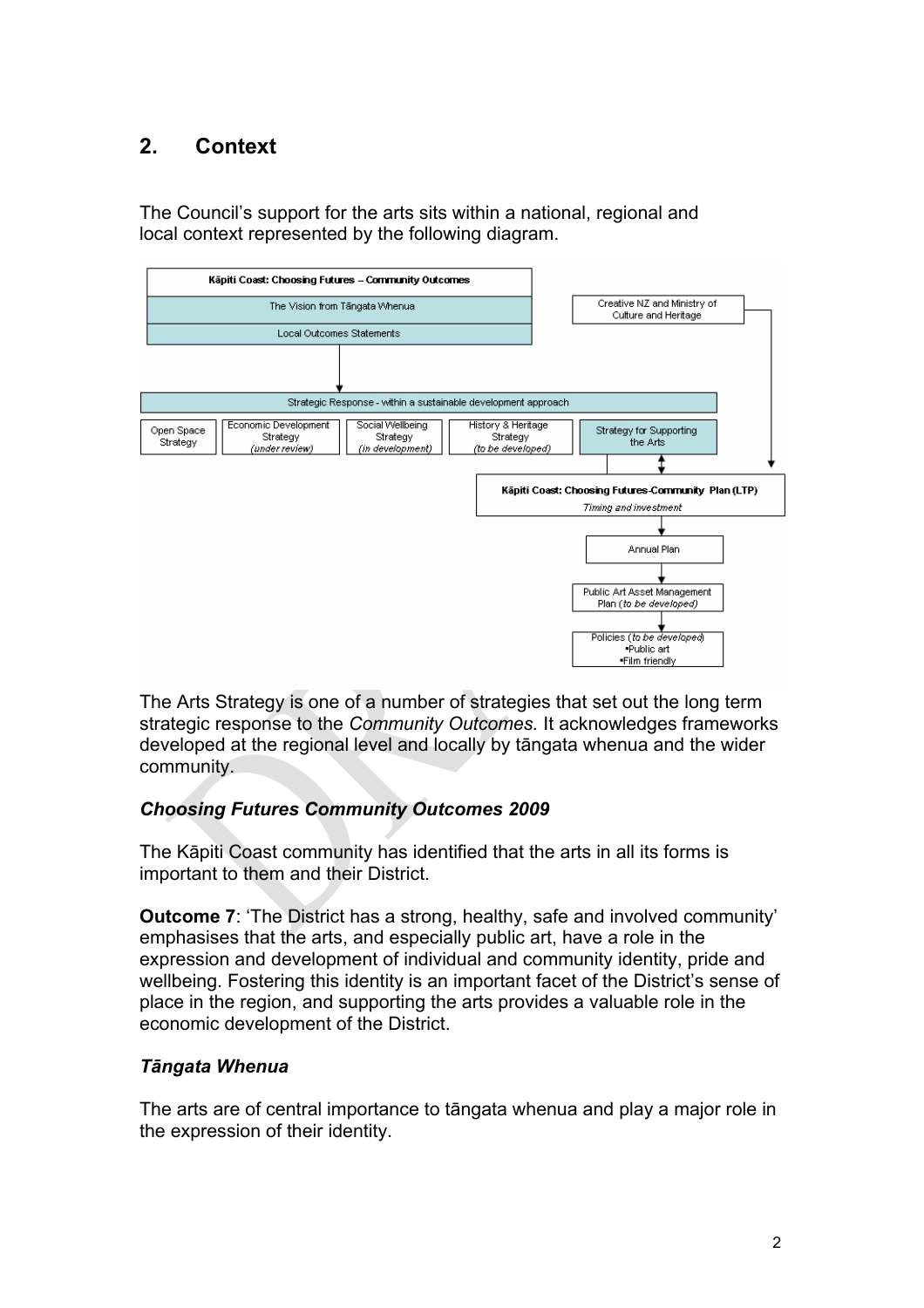## 2. Context

The Council's support for the arts sits within a national, regional and local context represented by the following diagram.

Kāpiti Coast: Choosing Futures – Community Outcomes

The Vision from Tāngata Whenua

Local Outcomes Statements

Creative NZ and Ministry of Culture and Heritage

Strategic Response - within a sustainable development approach

Open Space Strategy

Economic Development Strategy (*under review*)

Social Wellbeing Strategy (*in development*)

History & Heritage Strategy (*to be developed*)

Strategy for Supporting the Arts

Kāpiti Coast: Choosing Futures-Community Plan (LTP)
*Timing and investment*

Annual Plan

Public Art Asset Management Plan (*to be developed*)

Policies (*to be developed*)
- Public art
- Film friendly

The Arts Strategy is one of a number of strategies that set out the long term strategic response to the *Community Outcomes.* It acknowledges frameworks developed at the regional level and locally by tāngata whenua and the wider community.

### *Choosing Futures Community Outcomes 2009*

The Kāpiti Coast community has identified that the arts in all its forms is important to them and their District.

**Outcome 7**: 'The District has a strong, healthy, safe and involved community' emphasises that the arts, and especially public art, have a role in the expression and development of individual and community identity, pride and wellbeing. Fostering this identity is an important facet of the District's sense of place in the region, and supporting the arts provides a valuable role in the economic development of the District.

### *Tāngata Whenua*

The arts are of central importance to tāngata whenua and play a major role in the expression of their identity.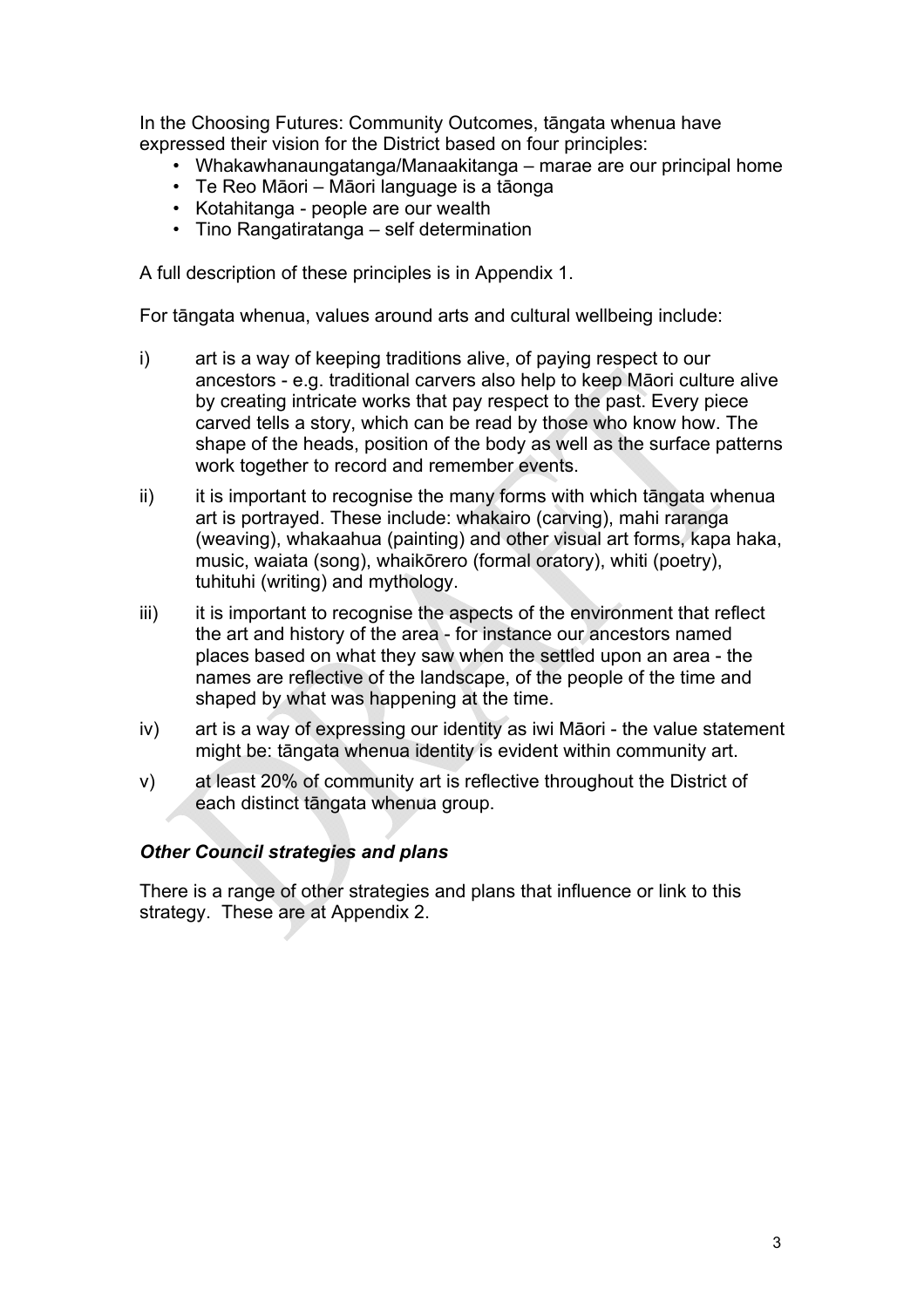In the Choosing Futures: Community Outcomes, tāngata whenua have expressed their vision for the District based on four principles:

- Whakawhanaungatanga/Manaakitanga – marae are our principal home
- Te Reo Māori – Māori language is a tāonga
- Kotahitanga - people are our wealth
- Tino Rangatiratanga – self determination

A full description of these principles is in Appendix 1.

For tāngata whenua, values around arts and cultural wellbeing include:

i) art is a way of keeping traditions alive, of paying respect to our ancestors - e.g. traditional carvers also help to keep Māori culture alive by creating intricate works that pay respect to the past. Every piece carved tells a story, which can be read by those who know how. The shape of the heads, position of the body as well as the surface patterns work together to record and remember events.

ii) it is important to recognise the many forms with which tāngata whenua art is portrayed. These include: whakairo (carving), mahi raranga (weaving), whakaahua (painting) and other visual art forms, kapa haka, music, waiata (song), whaikōrero (formal oratory), whiti (poetry), tuhituhi (writing) and mythology.

iii) it is important to recognise the aspects of the environment that reflect the art and history of the area - for instance our ancestors named places based on what they saw when the settled upon an area - the names are reflective of the landscape, of the people of the time and shaped by what was happening at the time.

iv) art is a way of expressing our identity as iwi Māori - the value statement might be: tāngata whenua identity is evident within community art.

v) at least 20% of community art is reflective throughout the District of each distinct tāngata whenua group.

### *Other Council strategies and plans*

There is a range of other strategies and plans that influence or link to this strategy. These are at Appendix 2.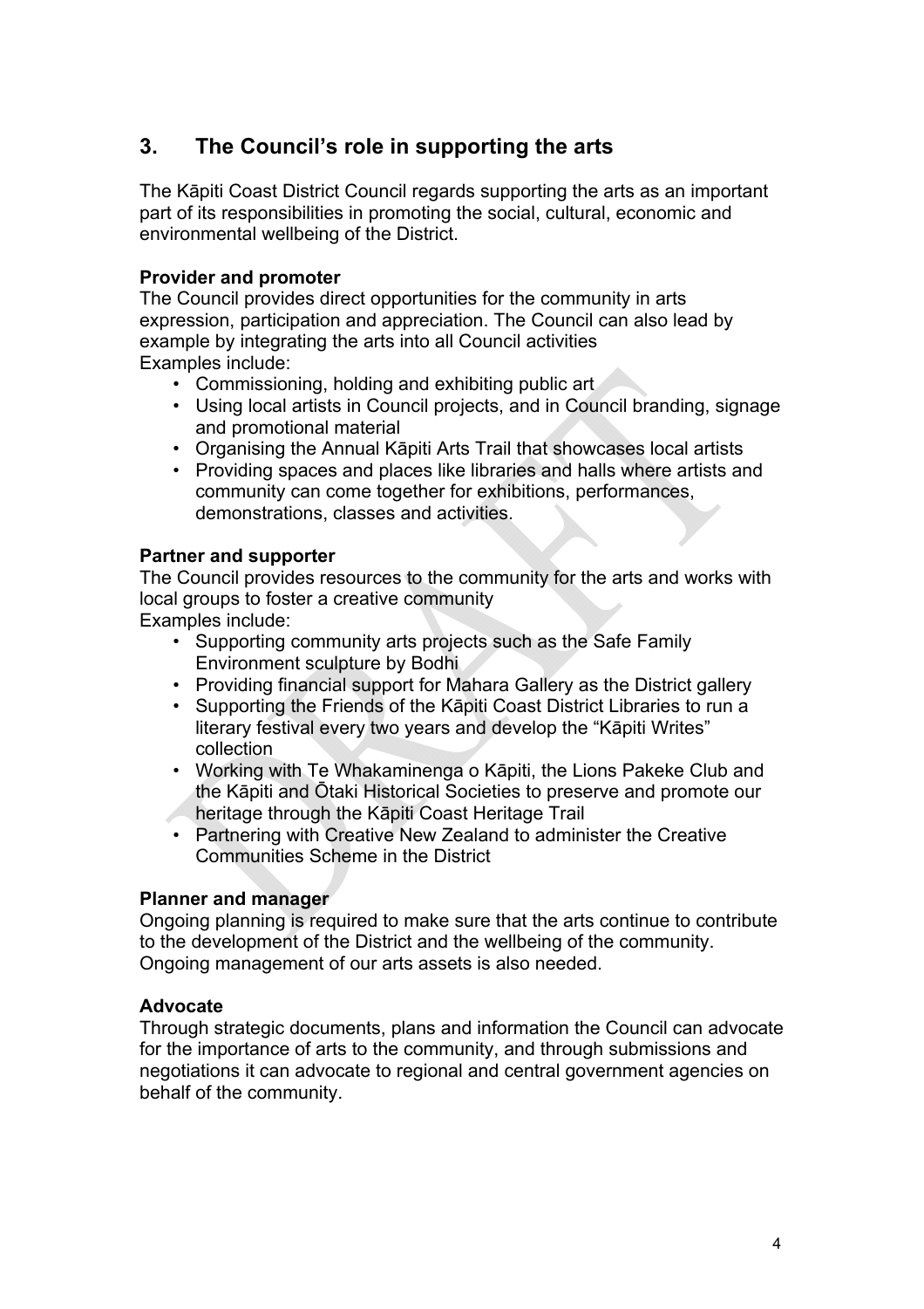## 3. The Council's role in supporting the arts

The Kāpiti Coast District Council regards supporting the arts as an important part of its responsibilities in promoting the social, cultural, economic and environmental wellbeing of the District.

**Provider and promoter**

The Council provides direct opportunities for the community in arts expression, participation and appreciation. The Council can also lead by example by integrating the arts into all Council activities

Examples include:

- Commissioning, holding and exhibiting public art
- Using local artists in Council projects, and in Council branding, signage and promotional material
- Organising the Annual Kāpiti Arts Trail that showcases local artists
- Providing spaces and places like libraries and halls where artists and community can come together for exhibitions, performances, demonstrations, classes and activities.

**Partner and supporter**

The Council provides resources to the community for the arts and works with local groups to foster a creative community

Examples include:

- Supporting community arts projects such as the Safe Family Environment sculpture by Bodhi
- Providing financial support for Mahara Gallery as the District gallery
- Supporting the Friends of the Kāpiti Coast District Libraries to run a literary festival every two years and develop the "Kāpiti Writes" collection
- Working with Te Whakaminenga o Kāpiti, the Lions Pakeke Club and the Kāpiti and Ōtaki Historical Societies to preserve and promote our heritage through the Kāpiti Coast Heritage Trail
- Partnering with Creative New Zealand to administer the Creative Communities Scheme in the District

**Planner and manager**

Ongoing planning is required to make sure that the arts continue to contribute to the development of the District and the wellbeing of the community. Ongoing management of our arts assets is also needed.

**Advocate**

Through strategic documents, plans and information the Council can advocate for the importance of arts to the community, and through submissions and negotiations it can advocate to regional and central government agencies on behalf of the community.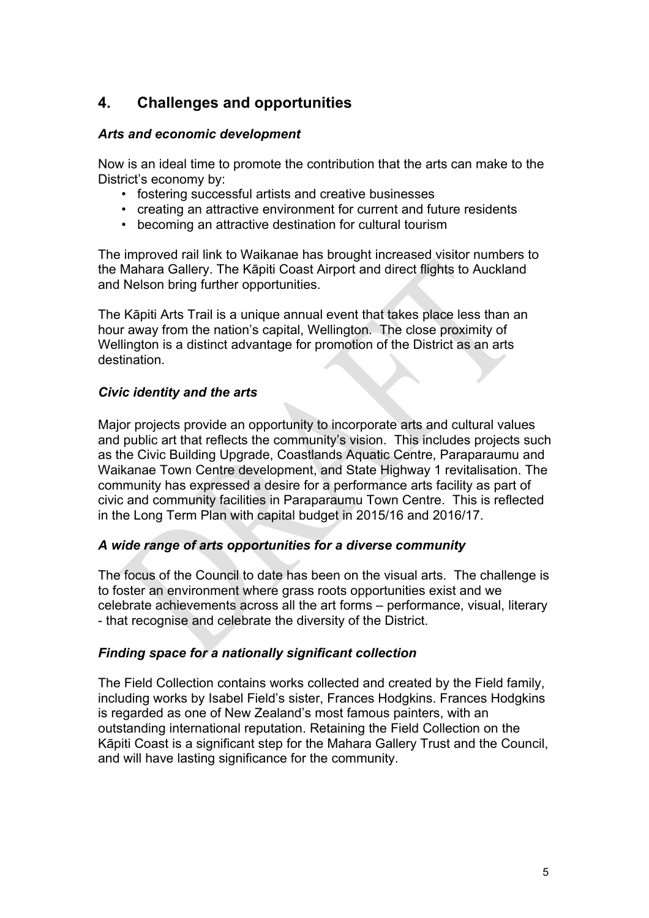## 4. Challenges and opportunities

### *Arts and economic development*

Now is an ideal time to promote the contribution that the arts can make to the District's economy by:

- fostering successful artists and creative businesses
- creating an attractive environment for current and future residents
- becoming an attractive destination for cultural tourism

The improved rail link to Waikanae has brought increased visitor numbers to the Mahara Gallery. The Kāpiti Coast Airport and direct flights to Auckland and Nelson bring further opportunities.

The Kāpiti Arts Trail is a unique annual event that takes place less than an hour away from the nation's capital, Wellington. The close proximity of Wellington is a distinct advantage for promotion of the District as an arts destination.

### *Civic identity and the arts*

Major projects provide an opportunity to incorporate arts and cultural values and public art that reflects the community's vision. This includes projects such as the Civic Building Upgrade, Coastlands Aquatic Centre, Paraparaumu and Waikanae Town Centre development, and State Highway 1 revitalisation. The community has expressed a desire for a performance arts facility as part of civic and community facilities in Paraparaumu Town Centre. This is reflected in the Long Term Plan with capital budget in 2015/16 and 2016/17.

### *A wide range of arts opportunities for a diverse community*

The focus of the Council to date has been on the visual arts. The challenge is to foster an environment where grass roots opportunities exist and we celebrate achievements across all the art forms – performance, visual, literary - that recognise and celebrate the diversity of the District.

### *Finding space for a nationally significant collection*

The Field Collection contains works collected and created by the Field family, including works by Isabel Field's sister, Frances Hodgkins. Frances Hodgkins is regarded as one of New Zealand's most famous painters, with an outstanding international reputation. Retaining the Field Collection on the Kāpiti Coast is a significant step for the Mahara Gallery Trust and the Council, and will have lasting significance for the community.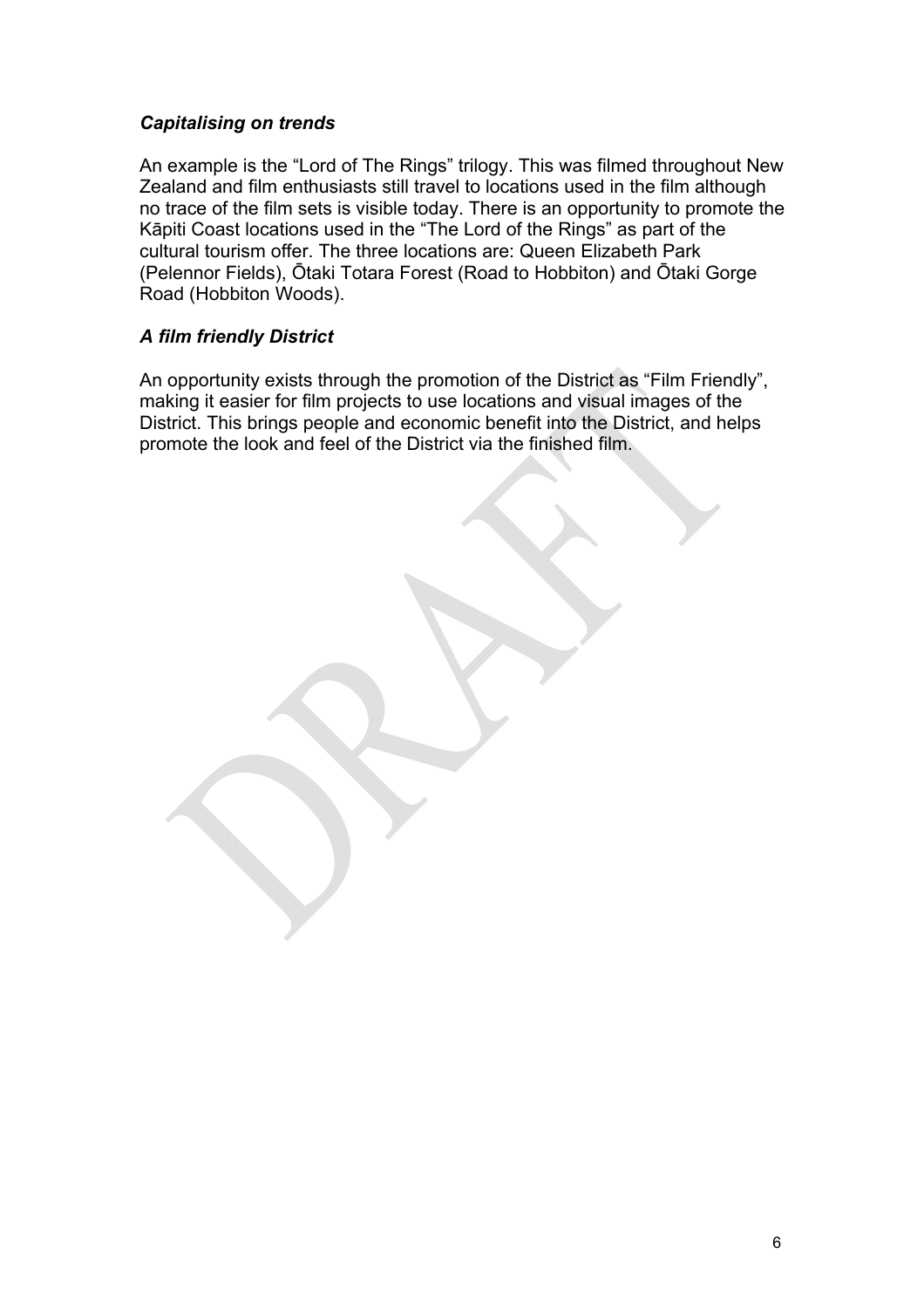### *Capitalising on trends*

An example is the "Lord of The Rings" trilogy. This was filmed throughout New Zealand and film enthusiasts still travel to locations used in the film although no trace of the film sets is visible today. There is an opportunity to promote the Kāpiti Coast locations used in the "The Lord of the Rings" as part of the cultural tourism offer. The three locations are: Queen Elizabeth Park (Pelennor Fields), Ōtaki Totara Forest (Road to Hobbiton) and Ōtaki Gorge Road (Hobbiton Woods).

### *A film friendly District*

An opportunity exists through the promotion of the District as "Film Friendly", making it easier for film projects to use locations and visual images of the District. This brings people and economic benefit into the District, and helps promote the look and feel of the District via the finished film.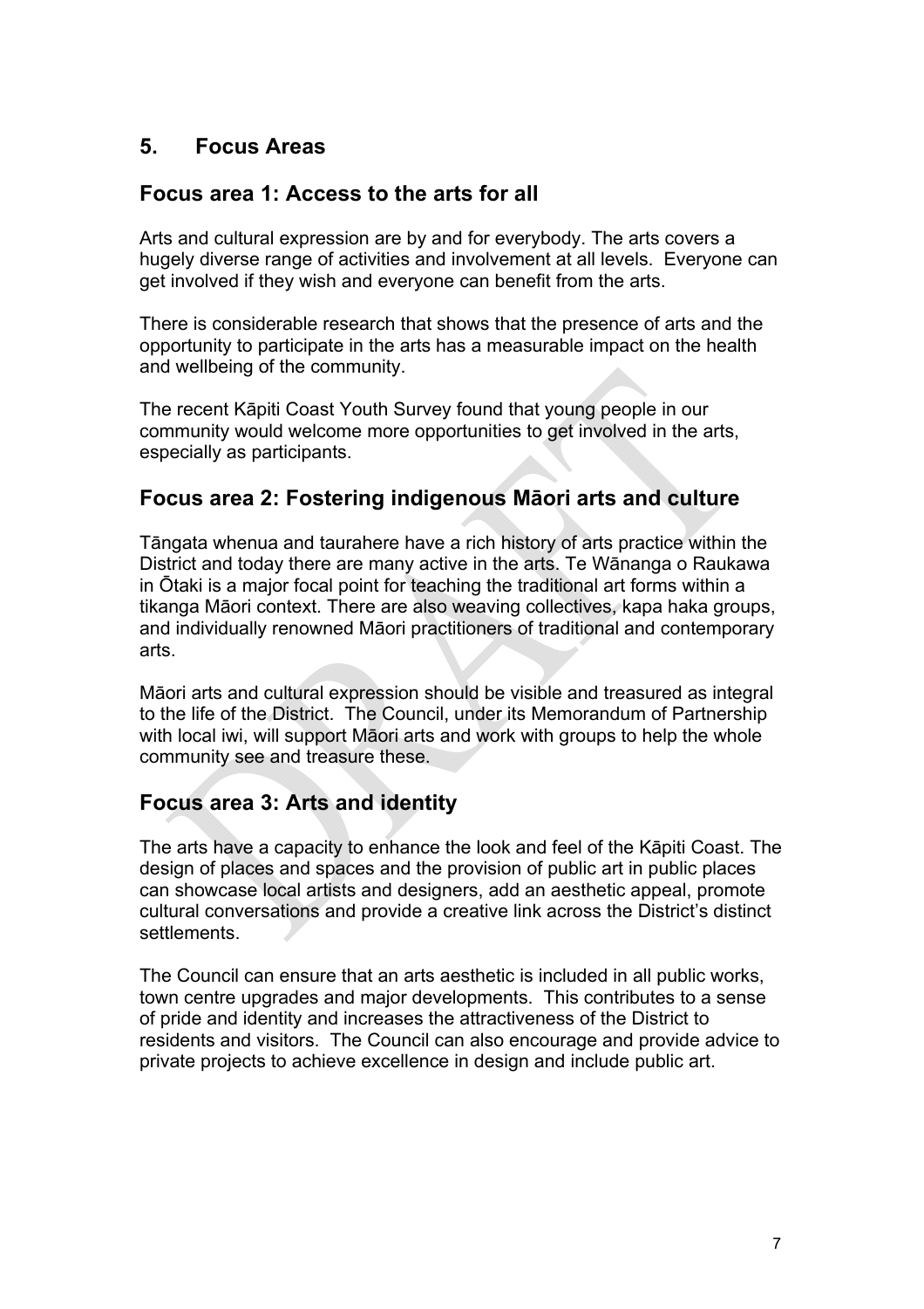## 5. Focus Areas

### Focus area 1: Access to the arts for all

Arts and cultural expression are by and for everybody. The arts covers a hugely diverse range of activities and involvement at all levels. Everyone can get involved if they wish and everyone can benefit from the arts.

There is considerable research that shows that the presence of arts and the opportunity to participate in the arts has a measurable impact on the health and wellbeing of the community.

The recent Kāpiti Coast Youth Survey found that young people in our community would welcome more opportunities to get involved in the arts, especially as participants.

### Focus area 2: Fostering indigenous Māori arts and culture

Tāngata whenua and taurahere have a rich history of arts practice within the District and today there are many active in the arts. Te Wānanga o Raukawa in Ōtaki is a major focal point for teaching the traditional art forms within a tikanga Māori context. There are also weaving collectives, kapa haka groups, and individually renowned Māori practitioners of traditional and contemporary arts.

Māori arts and cultural expression should be visible and treasured as integral to the life of the District. The Council, under its Memorandum of Partnership with local iwi, will support Māori arts and work with groups to help the whole community see and treasure these.

### Focus area 3: Arts and identity

The arts have a capacity to enhance the look and feel of the Kāpiti Coast. The design of places and spaces and the provision of public art in public places can showcase local artists and designers, add an aesthetic appeal, promote cultural conversations and provide a creative link across the District's distinct settlements.

The Council can ensure that an arts aesthetic is included in all public works, town centre upgrades and major developments. This contributes to a sense of pride and identity and increases the attractiveness of the District to residents and visitors. The Council can also encourage and provide advice to private projects to achieve excellence in design and include public art.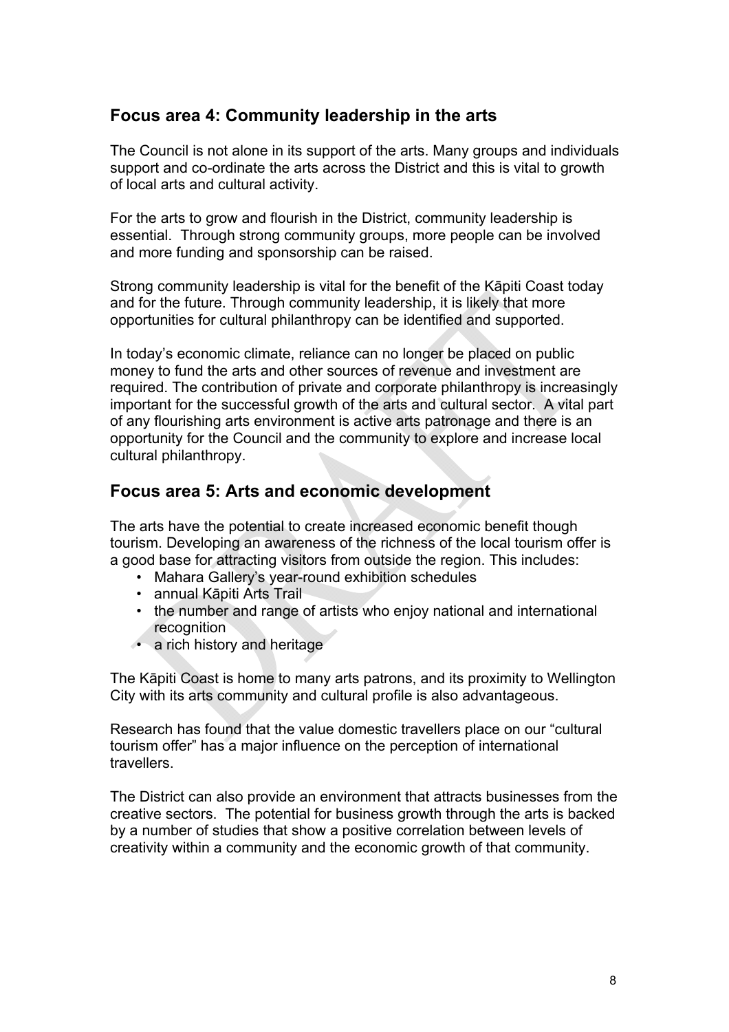## Focus area 4: Community leadership in the arts

The Council is not alone in its support of the arts. Many groups and individuals support and co-ordinate the arts across the District and this is vital to growth of local arts and cultural activity.

For the arts to grow and flourish in the District, community leadership is essential. Through strong community groups, more people can be involved and more funding and sponsorship can be raised.

Strong community leadership is vital for the benefit of the Kāpiti Coast today and for the future. Through community leadership, it is likely that more opportunities for cultural philanthropy can be identified and supported.

In today's economic climate, reliance can no longer be placed on public money to fund the arts and other sources of revenue and investment are required. The contribution of private and corporate philanthropy is increasingly important for the successful growth of the arts and cultural sector. A vital part of any flourishing arts environment is active arts patronage and there is an opportunity for the Council and the community to explore and increase local cultural philanthropy.

## Focus area 5: Arts and economic development

The arts have the potential to create increased economic benefit though tourism. Developing an awareness of the richness of the local tourism offer is a good base for attracting visitors from outside the region. This includes:

- Mahara Gallery's year-round exhibition schedules
- annual Kāpiti Arts Trail
- the number and range of artists who enjoy national and international recognition
- a rich history and heritage

The Kāpiti Coast is home to many arts patrons, and its proximity to Wellington City with its arts community and cultural profile is also advantageous.

Research has found that the value domestic travellers place on our "cultural tourism offer" has a major influence on the perception of international travellers.

The District can also provide an environment that attracts businesses from the creative sectors. The potential for business growth through the arts is backed by a number of studies that show a positive correlation between levels of creativity within a community and the economic growth of that community.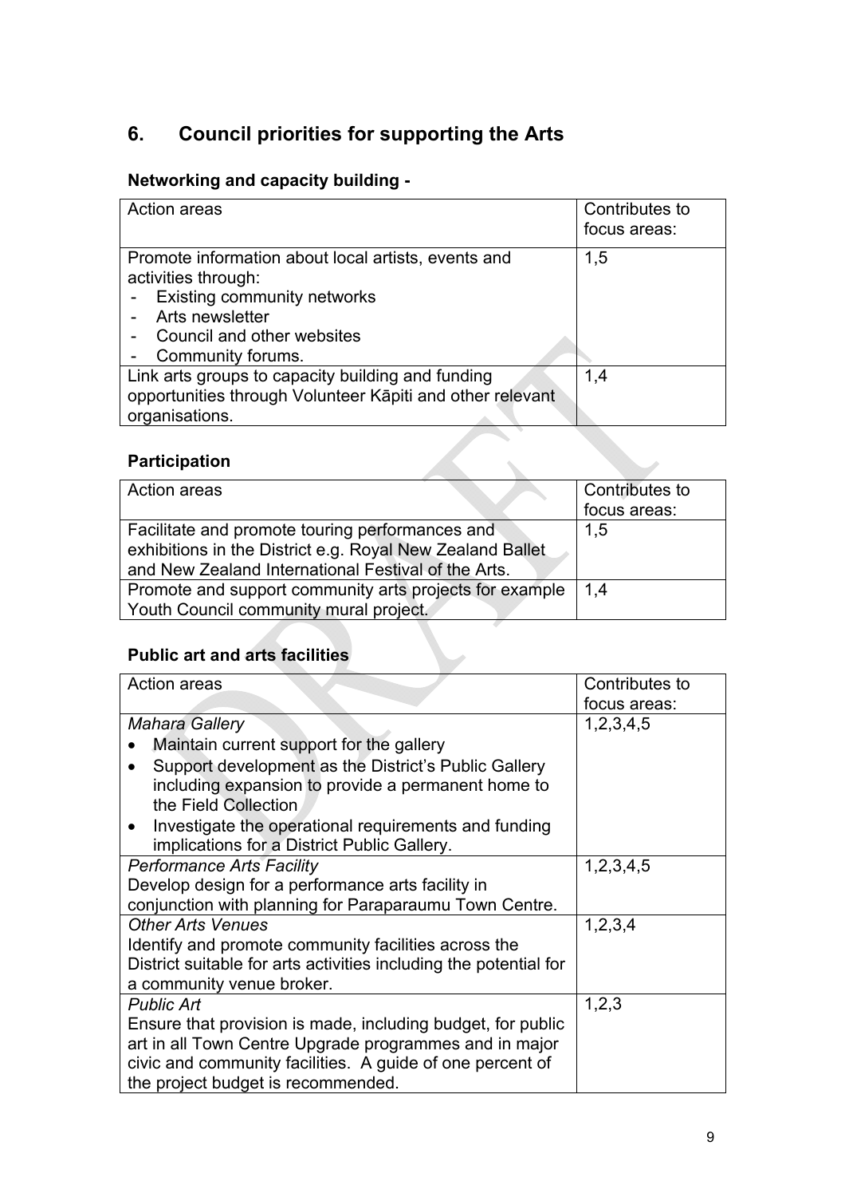## 6. Council priorities for supporting the Arts

### Networking and capacity building -

| Action areas | Contributes to focus areas: |
|---|---|
| Promote information about local artists, events and activities through:<br>- Existing community networks<br>- Arts newsletter<br>- Council and other websites<br>- Community forums. | 1,5 |
| Link arts groups to capacity building and funding opportunities through Volunteer Kāpiti and other relevant organisations. | 1,4 |

### Participation

| Action areas | Contributes to focus areas: |
|---|---|
| Facilitate and promote touring performances and exhibitions in the District e.g. Royal New Zealand Ballet and New Zealand International Festival of the Arts. | 1,5 |
| Promote and support community arts projects for example Youth Council community mural project. | 1,4 |

### Public art and arts facilities

| Action areas | Contributes to focus areas: |
|---|---|
| *Mahara Gallery*<br>• Maintain current support for the gallery<br>• Support development as the District's Public Gallery including expansion to provide a permanent home to the Field Collection<br>• Investigate the operational requirements and funding implications for a District Public Gallery. | 1,2,3,4,5 |
| *Performance Arts Facility*<br>Develop design for a performance arts facility in conjunction with planning for Paraparaumu Town Centre. | 1,2,3,4,5 |
| *Other Arts Venues*<br>Identify and promote community facilities across the District suitable for arts activities including the potential for a community venue broker. | 1,2,3,4 |
| *Public Art*<br>Ensure that provision is made, including budget, for public art in all Town Centre Upgrade programmes and in major civic and community facilities. A guide of one percent of the project budget is recommended. | 1,2,3 |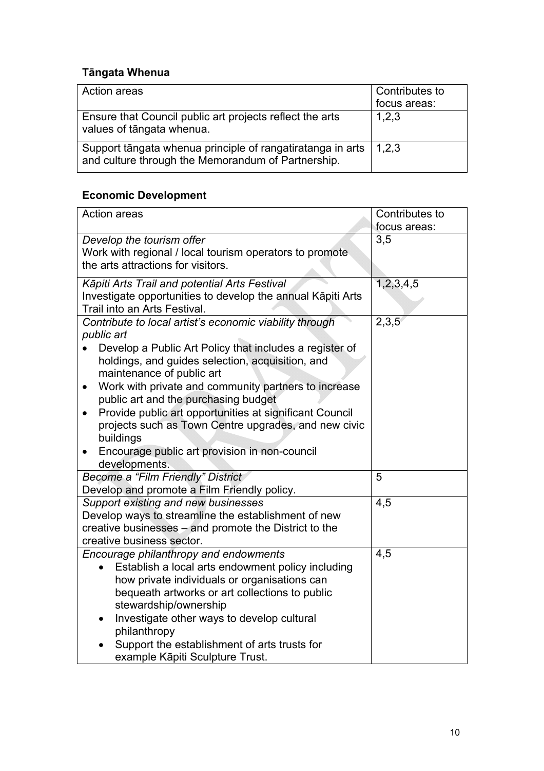### Tāngata Whenua

| Action areas | Contributes to focus areas: |
|---|---|
| Ensure that Council public art projects reflect the arts values of tāngata whenua. | 1,2,3 |
| Support tāngata whenua principle of rangatiratanga in arts and culture through the Memorandum of Partnership. | 1,2,3 |

### Economic Development

| Action areas | Contributes to focus areas: |
|---|---|
| *Develop the tourism offer*<br>Work with regional / local tourism operators to promote the arts attractions for visitors. | 3,5 |
| *Kāpiti Arts Trail and potential Arts Festival*<br>Investigate opportunities to develop the annual Kāpiti Arts Trail into an Arts Festival. | 1,2,3,4,5 |
| *Contribute to local artist's economic viability through public art*<br>• Develop a Public Art Policy that includes a register of holdings, and guides selection, acquisition, and maintenance of public art<br>• Work with private and community partners to increase public art and the purchasing budget<br>• Provide public art opportunities at significant Council projects such as Town Centre upgrades, and new civic buildings<br>• Encourage public art provision in non-council developments. | 2,3,5 |
| *Become a "Film Friendly" District*<br>Develop and promote a Film Friendly policy. | 5 |
| *Support existing and new businesses*<br>Develop ways to streamline the establishment of new creative businesses – and promote the District to the creative business sector. | 4,5 |
| *Encourage philanthropy and endowments*<br>• Establish a local arts endowment policy including how private individuals or organisations can bequeath artworks or art collections to public stewardship/ownership<br>• Investigate other ways to develop cultural philanthropy<br>• Support the establishment of arts trusts for example Kāpiti Sculpture Trust. | 4,5 |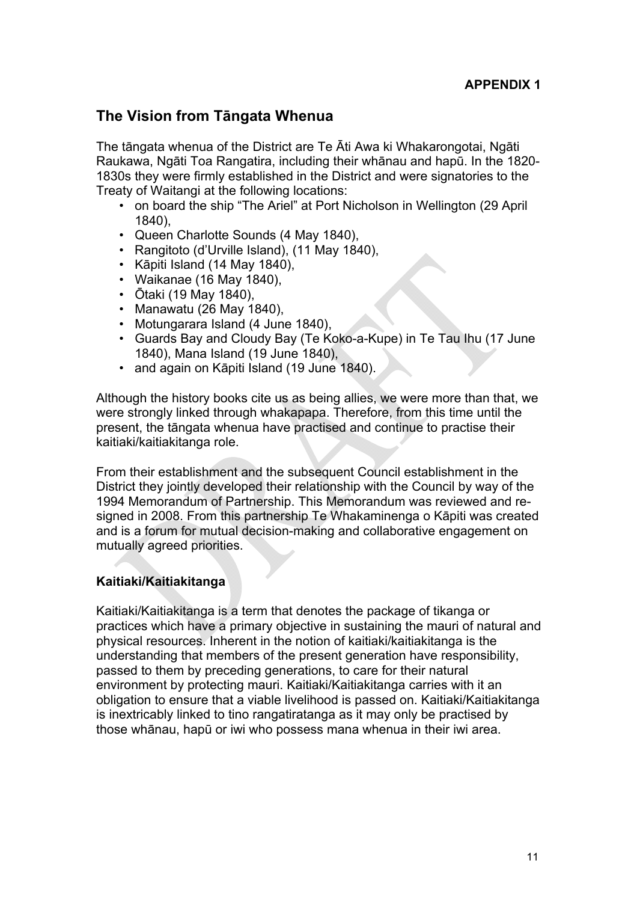**APPENDIX 1**

## The Vision from Tāngata Whenua

The tāngata whenua of the District are Te Āti Awa ki Whakarongotai, Ngāti Raukawa, Ngāti Toa Rangatira, including their whānau and hapū. In the 1820-1830s they were firmly established in the District and were signatories to the Treaty of Waitangi at the following locations:

- on board the ship "The Ariel" at Port Nicholson in Wellington (29 April 1840),
- Queen Charlotte Sounds (4 May 1840),
- Rangitoto (d'Urville Island), (11 May 1840),
- Kāpiti Island (14 May 1840),
- Waikanae (16 May 1840),
- Ōtaki (19 May 1840),
- Manawatu (26 May 1840),
- Motungarara Island (4 June 1840),
- Guards Bay and Cloudy Bay (Te Koko-a-Kupe) in Te Tau Ihu (17 June 1840), Mana Island (19 June 1840),
- and again on Kāpiti Island (19 June 1840).

Although the history books cite us as being allies, we were more than that, we were strongly linked through whakapapa. Therefore, from this time until the present, the tāngata whenua have practised and continue to practise their kaitiaki/kaitiakitanga role.

From their establishment and the subsequent Council establishment in the District they jointly developed their relationship with the Council by way of the 1994 Memorandum of Partnership. This Memorandum was reviewed and re-signed in 2008. From this partnership Te Whakaminenga o Kāpiti was created and is a forum for mutual decision-making and collaborative engagement on mutually agreed priorities.

### Kaitiaki/Kaitiakitanga

Kaitiaki/Kaitiakitanga is a term that denotes the package of tikanga or practices which have a primary objective in sustaining the mauri of natural and physical resources. Inherent in the notion of kaitiaki/kaitiakitanga is the understanding that members of the present generation have responsibility, passed to them by preceding generations, to care for their natural environment by protecting mauri. Kaitiaki/Kaitiakitanga carries with it an obligation to ensure that a viable livelihood is passed on. Kaitiaki/Kaitiakitanga is inextricably linked to tino rangatiratanga as it may only be practised by those whānau, hapū or iwi who possess mana whenua in their iwi area.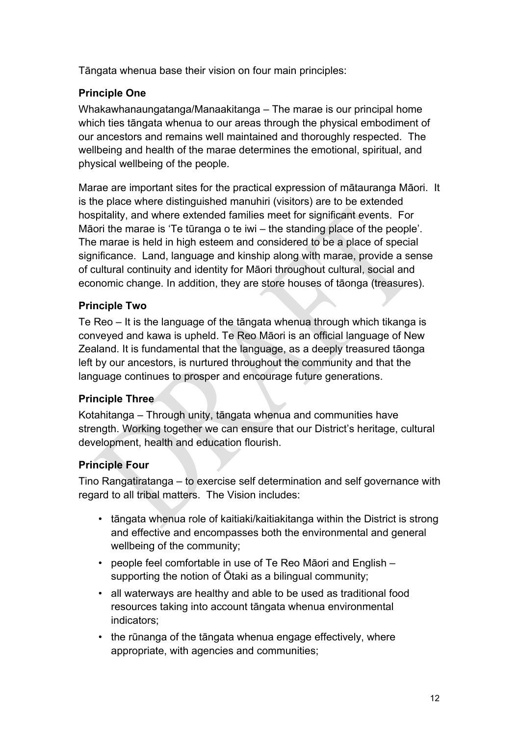Tāngata whenua base their vision on four main principles:

### Principle One

Whakawhanaungatanga/Manaakitanga – The marae is our principal home which ties tāngata whenua to our areas through the physical embodiment of our ancestors and remains well maintained and thoroughly respected. The wellbeing and health of the marae determines the emotional, spiritual, and physical wellbeing of the people.

Marae are important sites for the practical expression of mātauranga Māori. It is the place where distinguished manuhiri (visitors) are to be extended hospitality, and where extended families meet for significant events. For Māori the marae is 'Te tūranga o te iwi – the standing place of the people'. The marae is held in high esteem and considered to be a place of special significance. Land, language and kinship along with marae, provide a sense of cultural continuity and identity for Māori throughout cultural, social and economic change. In addition, they are store houses of tāonga (treasures).

### Principle Two

Te Reo – It is the language of the tāngata whenua through which tikanga is conveyed and kawa is upheld. Te Reo Māori is an official language of New Zealand. It is fundamental that the language, as a deeply treasured tāonga left by our ancestors, is nurtured throughout the community and that the language continues to prosper and encourage future generations.

### Principle Three

Kotahitanga – Through unity, tāngata whenua and communities have strength. Working together we can ensure that our District's heritage, cultural development, health and education flourish.

### Principle Four

Tino Rangatiratanga – to exercise self determination and self governance with regard to all tribal matters. The Vision includes:

- tāngata whenua role of kaitiaki/kaitiakitanga within the District is strong and effective and encompasses both the environmental and general wellbeing of the community;
- people feel comfortable in use of Te Reo Māori and English – supporting the notion of Ōtaki as a bilingual community;
- all waterways are healthy and able to be used as traditional food resources taking into account tāngata whenua environmental indicators;
- the rūnanga of the tāngata whenua engage effectively, where appropriate, with agencies and communities;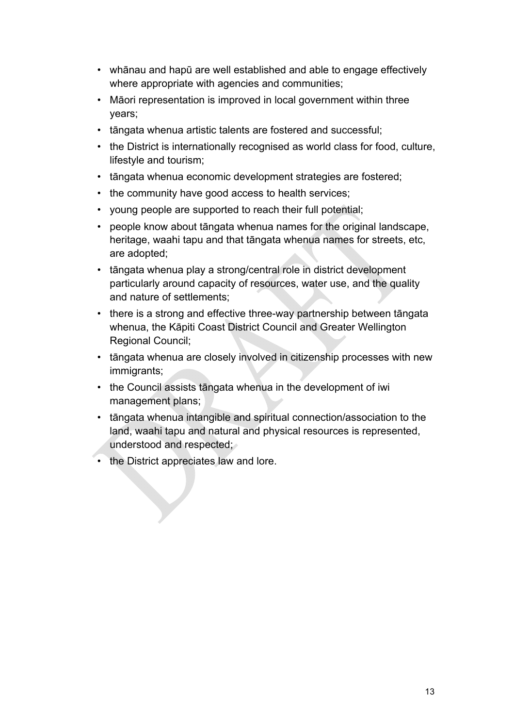- whānau and hapū are well established and able to engage effectively where appropriate with agencies and communities;
- Māori representation is improved in local government within three years;
- tāngata whenua artistic talents are fostered and successful;
- the District is internationally recognised as world class for food, culture, lifestyle and tourism;
- tāngata whenua economic development strategies are fostered;
- the community have good access to health services;
- young people are supported to reach their full potential;
- people know about tāngata whenua names for the original landscape, heritage, waahi tapu and that tāngata whenua names for streets, etc, are adopted;
- tāngata whenua play a strong/central role in district development particularly around capacity of resources, water use, and the quality and nature of settlements;
- there is a strong and effective three-way partnership between tāngata whenua, the Kāpiti Coast District Council and Greater Wellington Regional Council;
- tāngata whenua are closely involved in citizenship processes with new immigrants;
- the Council assists tāngata whenua in the development of iwi management plans;
- tāngata whenua intangible and spiritual connection/association to the land, waahi tapu and natural and physical resources is represented, understood and respected;
- the District appreciates law and lore.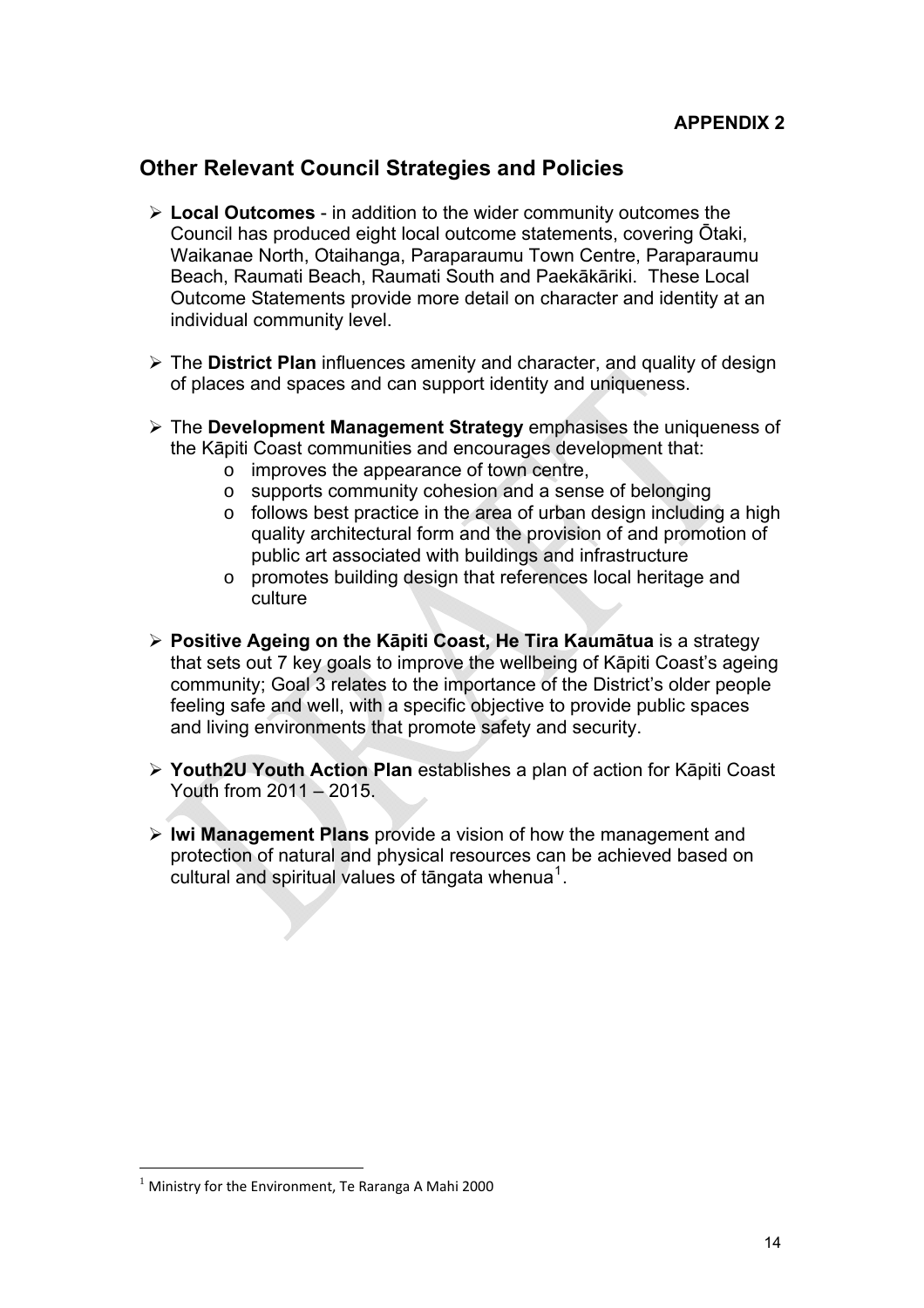**APPENDIX 2**

## Other Relevant Council Strategies and Policies

- **Local Outcomes** - in addition to the wider community outcomes the Council has produced eight local outcome statements, covering Ōtaki, Waikanae North, Otaihanga, Paraparaumu Town Centre, Paraparaumu Beach, Raumati Beach, Raumati South and Paekākāriki. These Local Outcome Statements provide more detail on character and identity at an individual community level.

- The **District Plan** influences amenity and character, and quality of design of places and spaces and can support identity and uniqueness.

- The **Development Management Strategy** emphasises the uniqueness of the Kāpiti Coast communities and encourages development that:
  - improves the appearance of town centre,
  - supports community cohesion and a sense of belonging
  - follows best practice in the area of urban design including a high quality architectural form and the provision of and promotion of public art associated with buildings and infrastructure
  - promotes building design that references local heritage and culture

- **Positive Ageing on the Kāpiti Coast, He Tira Kaumātua** is a strategy that sets out 7 key goals to improve the wellbeing of Kāpiti Coast's ageing community; Goal 3 relates to the importance of the District's older people feeling safe and well, with a specific objective to provide public spaces and living environments that promote safety and security.

- **Youth2U Youth Action Plan** establishes a plan of action for Kāpiti Coast Youth from 2011 – 2015.

- **Iwi Management Plans** provide a vision of how the management and protection of natural and physical resources can be achieved based on cultural and spiritual values of tāngata whenua[1].

[1] Ministry for the Environment, Te Raranga A Mahi 2000